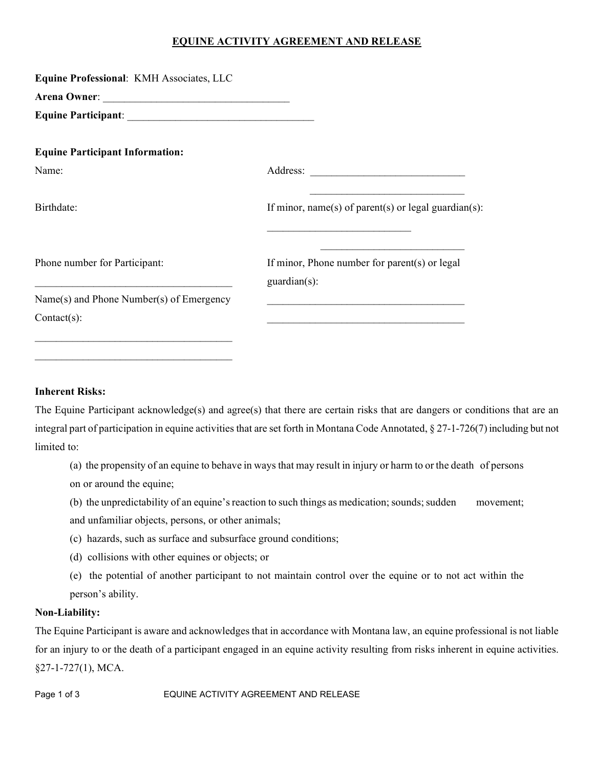# EQUINE ACTIVITY AGREEMENT AND RELEASE

**Equine Professional**: KMH Associates, LLC

**Arena Owner**: ___________________________________

**Equine Participant**: ___________________________________

**Equine Participant Information:**

| | |
|---|---|
| Name: | Address: _____________________________ <br> _____________________________ |
| Birthdate: | If minor, name(s) of parent(s) or legal guardian(s): <br> ___________________________ <br> ___________________________ |
| Phone number for Participant: <br> _____________________________________ | If minor, Phone number for parent(s) or legal guardian(s): |
| Name(s) and Phone Number(s) of Emergency Contact(s): <br> _____________________________________ <br> _____________________________________ | _____________________________________ <br> _____________________________________ |

**Inherent Risks:**

The Equine Participant acknowledge(s) and agree(s) that there are certain risks that are dangers or conditions that are an integral part of participation in equine activities that are set forth in Montana Code Annotated, § 27-1-726(7) including but not limited to:

(a) the propensity of an equine to behave in ways that may result in injury or harm to or the death of persons on or around the equine;

(b) the unpredictability of an equine's reaction to such things as medication; sounds; sudden movement; and unfamiliar objects, persons, or other animals;

(c) hazards, such as surface and subsurface ground conditions;

(d) collisions with other equines or objects; or

(e) the potential of another participant to not maintain control over the equine or to not act within the person's ability.

**Non-Liability:**

The Equine Participant is aware and acknowledges that in accordance with Montana law, an equine professional is not liable for an injury to or the death of a participant engaged in an equine activity resulting from risks inherent in equine activities. §27-1-727(1), MCA.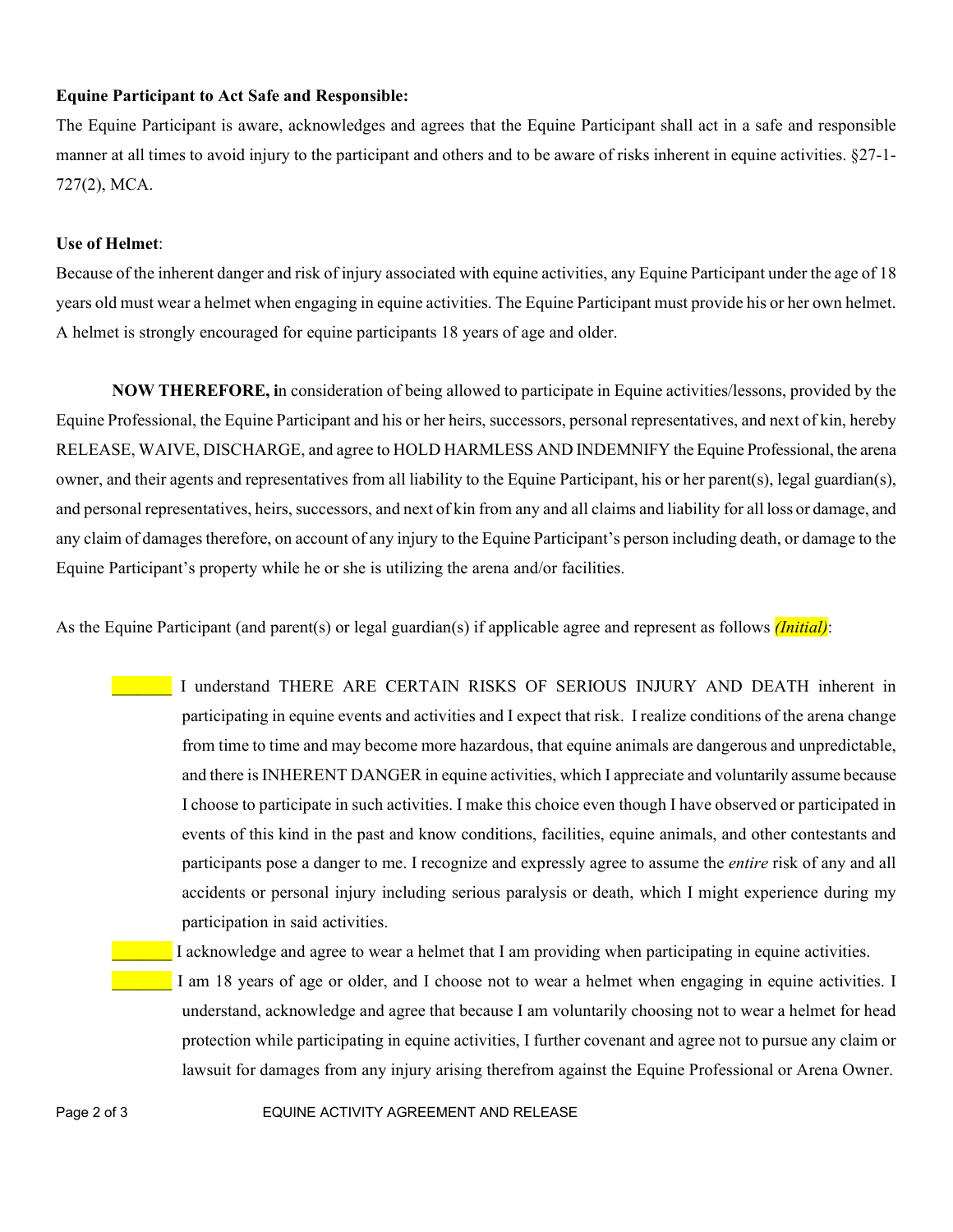**Equine Participant to Act Safe and Responsible:**

The Equine Participant is aware, acknowledges and agrees that the Equine Participant shall act in a safe and responsible manner at all times to avoid injury to the participant and others and to be aware of risks inherent in equine activities. §27-1-727(2), MCA.

**Use of Helmet**:

Because of the inherent danger and risk of injury associated with equine activities, any Equine Participant under the age of 18 years old must wear a helmet when engaging in equine activities. The Equine Participant must provide his or her own helmet. A helmet is strongly encouraged for equine participants 18 years of age and older.

**NOW THEREFORE, i**n consideration of being allowed to participate in Equine activities/lessons, provided by the Equine Professional, the Equine Participant and his or her heirs, successors, personal representatives, and next of kin, hereby RELEASE, WAIVE, DISCHARGE, and agree to HOLD HARMLESS AND INDEMNIFY the Equine Professional, the arena owner, and their agents and representatives from all liability to the Equine Participant, his or her parent(s), legal guardian(s), and personal representatives, heirs, successors, and next of kin from any and all claims and liability for all loss or damage, and any claim of damages therefore, on account of any injury to the Equine Participant's person including death, or damage to the Equine Participant's property while he or she is utilizing the arena and/or facilities.

As the Equine Participant (and parent(s) or legal guardian(s) if applicable agree and represent as follows ***(Initial)***:

_______ I understand THERE ARE CERTAIN RISKS OF SERIOUS INJURY AND DEATH inherent in participating in equine events and activities and I expect that risk. I realize conditions of the arena change from time to time and may become more hazardous, that equine animals are dangerous and unpredictable, and there is INHERENT DANGER in equine activities, which I appreciate and voluntarily assume because I choose to participate in such activities. I make this choice even though I have observed or participated in events of this kind in the past and know conditions, facilities, equine animals, and other contestants and participants pose a danger to me. I recognize and expressly agree to assume the *entire* risk of any and all accidents or personal injury including serious paralysis or death, which I might experience during my participation in said activities.

_______ I acknowledge and agree to wear a helmet that I am providing when participating in equine activities.

_______ I am 18 years of age or older, and I choose not to wear a helmet when engaging in equine activities. I understand, acknowledge and agree that because I am voluntarily choosing not to wear a helmet for head protection while participating in equine activities, I further covenant and agree not to pursue any claim or lawsuit for damages from any injury arising therefrom against the Equine Professional or Arena Owner.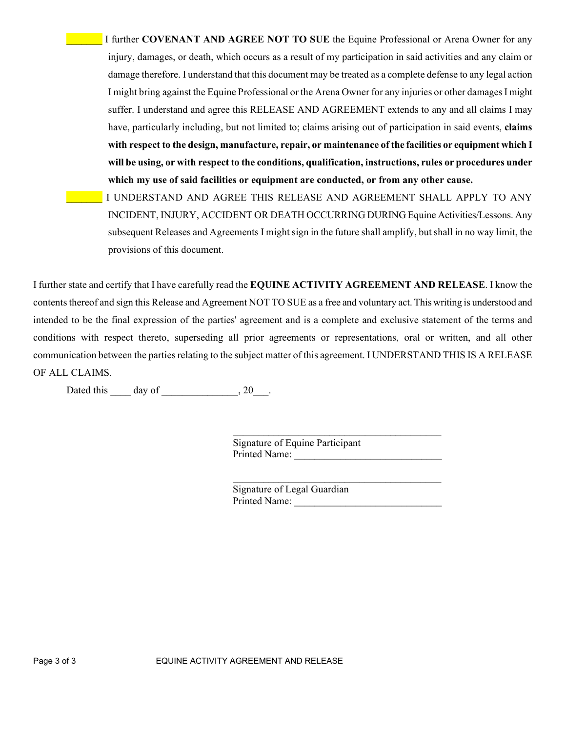_______ I further **COVENANT AND AGREE NOT TO SUE** the Equine Professional or Arena Owner for any injury, damages, or death, which occurs as a result of my participation in said activities and any claim or damage therefore. I understand that this document may be treated as a complete defense to any legal action I might bring against the Equine Professional or the Arena Owner for any injuries or other damages I might suffer. I understand and agree this RELEASE AND AGREEMENT extends to any and all claims I may have, particularly including, but not limited to; claims arising out of participation in said events, **claims with respect to the design, manufacture, repair, or maintenance of the facilities or equipment which I will be using, or with respect to the conditions, qualification, instructions, rules or procedures under which my use of said facilities or equipment are conducted, or from any other cause.**

_______ I UNDERSTAND AND AGREE THIS RELEASE AND AGREEMENT SHALL APPLY TO ANY INCIDENT, INJURY, ACCIDENT OR DEATH OCCURRING DURING Equine Activities/Lessons. Any subsequent Releases and Agreements I might sign in the future shall amplify, but shall in no way limit, the provisions of this document.

I further state and certify that I have carefully read the **EQUINE ACTIVITY AGREEMENT AND RELEASE**. I know the contents thereof and sign this Release and Agreement NOT TO SUE as a free and voluntary act. This writing is understood and intended to be the final expression of the parties' agreement and is a complete and exclusive statement of the terms and conditions with respect thereto, superseding all prior agreements or representations, oral or written, and all other communication between the parties relating to the subject matter of this agreement. I UNDERSTAND THIS IS A RELEASE OF ALL CLAIMS.

Dated this ____ day of _______________, 20___.

___________________________________________
Signature of Equine Participant
Printed Name: _____________________________

___________________________________________
Signature of Legal Guardian
Printed Name: _____________________________